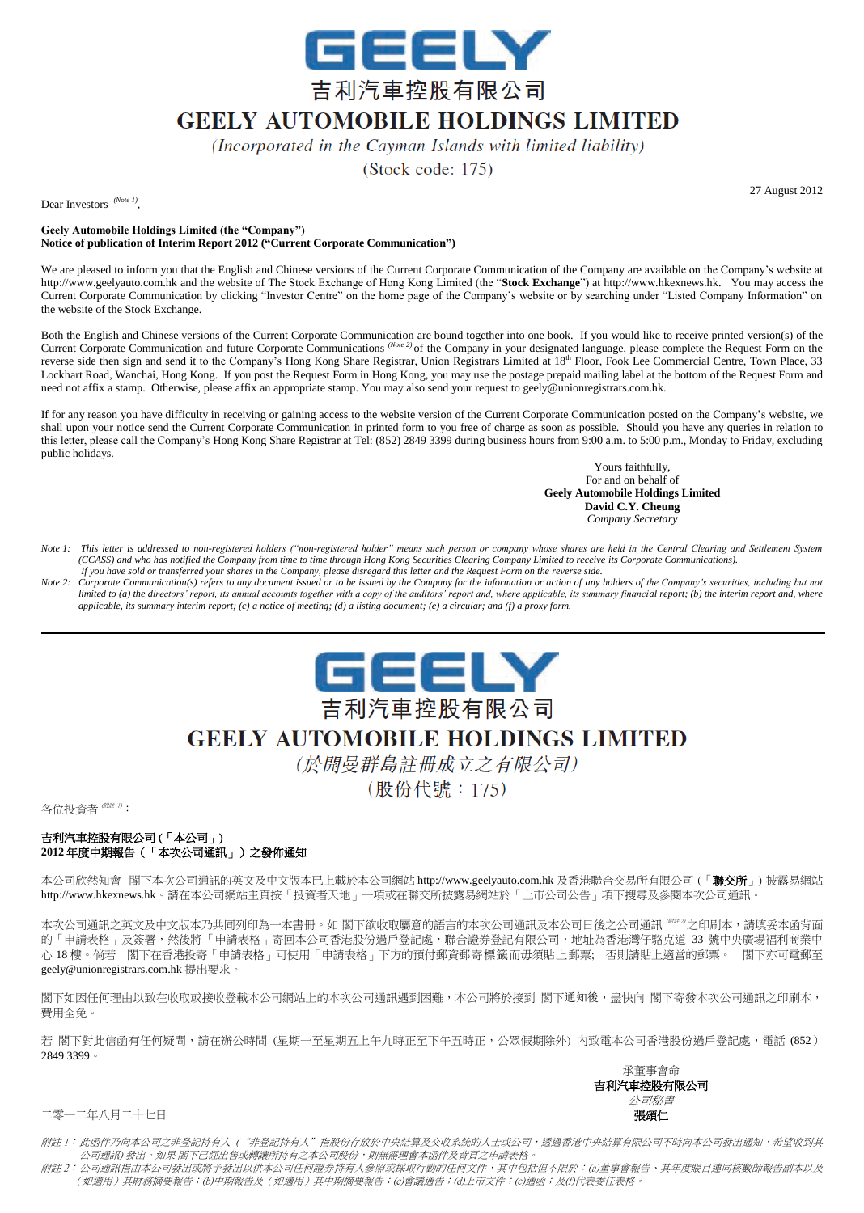# GEELY

# 吉利汽車控股有限公司

# GEELY AUTOMOBILE HOLDINGS LIMITED

*(Incorporated in the Cayman Islands with limited liability)*

(Stock code: 175)

27 August 2012

Dear Investors [(Note 1)],

**Geely Automobile Holdings Limited (the "Company")**
**Notice of publication of Interim Report 2012 ("Current Corporate Communication")**

We are pleased to inform you that the English and Chinese versions of the Current Corporate Communication of the Company are available on the Company's website at http://www.geelyauto.com.hk and the website of The Stock Exchange of Hong Kong Limited (the "**Stock Exchange**") at http://www.hkexnews.hk. You may access the Current Corporate Communication by clicking "Investor Centre" on the home page of the Company's website or by searching under "Listed Company Information" on the website of the Stock Exchange.

Both the English and Chinese versions of the Current Corporate Communication are bound together into one book. If you would like to receive printed version(s) of the Current Corporate Communication and future Corporate Communications [(Note 2)] of the Company in your designated language, please complete the Request Form on the reverse side then sign and send it to the Company's Hong Kong Share Registrar, Union Registrars Limited at 18th Floor, Fook Lee Commercial Centre, Town Place, 33 Lockhart Road, Wanchai, Hong Kong. If you post the Request Form in Hong Kong, you may use the postage prepaid mailing label at the bottom of the Request Form and need not affix a stamp. Otherwise, please affix an appropriate stamp. You may also send your request to geely@unionregistrars.com.hk.

If for any reason you have difficulty in receiving or gaining access to the website version of the Current Corporate Communication posted on the Company's website, we shall upon your notice send the Current Corporate Communication in printed form to you free of charge as soon as possible. Should you have any queries in relation to this letter, please call the Company's Hong Kong Share Registrar at Tel: (852) 2849 3399 during business hours from 9:00 a.m. to 5:00 p.m., Monday to Friday, excluding public holidays.

Yours faithfully,
For and on behalf of
**Geely Automobile Holdings Limited**
**David C.Y. Cheung**
*Company Secretary*

*Note 1: This letter is addressed to non-registered holders ("non-registered holder" means such person or company whose shares are held in the Central Clearing and Settlement System (CCASS) and who has notified the Company from time to time through Hong Kong Securities Clearing Company Limited to receive its Corporate Communications). If you have sold or transferred your shares in the Company, please disregard this letter and the Request Form on the reverse side.*

*Note 2: Corporate Communication(s) refers to any document issued or to be issued by the Company for the information or action of any holders of the Company's securities, including but not limited to (a) the directors' report, its annual accounts together with a copy of the auditors' report and, where applicable, its summary financial report; (b) the interim report and, where applicable, its summary interim report; (c) a notice of meeting; (d) a listing document; (e) a circular; and (f) a proxy form.*

---

# GEELY

# 吉利汽車控股有限公司

# GEELY AUTOMOBILE HOLDINGS LIMITED

*(於開曼群島註冊成立之有限公司)*

(股份代號：175)

各位投資者 [(附註 1)]：

**吉利汽車控股有限公司(「本公司」)**
**2012 年度中期報告(「本次公司通訊」)之發佈通知**

本公司欣然知會 閣下本次公司通訊的英文及中文版本已上載於本公司網站 http://www.geelyauto.com.hk 及香港聯合交易所有限公司(「**聯交所**」)披露易網站 http://www.hkexnews.hk。請在本公司網站主頁按「投資者天地」一項或在聯交所披露易網站於「上市公司公告」項下搜尋及參閱本次公司通訊。

本次公司通訊之英文及中文版本乃共同列印為一本書冊。如 閣下欲收取屬意的語言的本次公司通訊及本公司日後之公司通訊 [(附註 2)] 之印刷本，請填妥本函背面的「申請表格」及簽署，然後將「申請表格」寄回本公司香港股份過戶登記處，聯合證券登記有限公司，地址為香港灣仔駱克道 33 號中央廣場福利商業中心 18 樓。倘若 閣下在香港投寄「申請表格」可使用「申請表格」下方的預付郵資郵寄標籤而毋須貼上郵票；否則請貼上適當的郵票。 閣下亦可電郵至 geely@unionregistrars.com.hk 提出要求。

閣下如因任何理由以致在收取或接收登載本公司網站上的本次公司通訊遇到困難，本公司將於接到 閣下通知後，盡快向 閣下寄發本次公司通訊之印刷本，費用全免。

若 閣下對此信函有任何疑問，請在辦公時間 (星期一至星期五上午九時正至下午五時正，公眾假期除外) 內致電本公司香港股份過戶登記處，電話 (852) 2849 3399。

承董事會命
**吉利汽車控股有限公司**
*公司秘書*
**張頌仁**

二零一二年八月二十七日

*附註 1：此函件乃向本公司之非登記持有人("非登記持有人"指股份存放於中央結算及交收系統的人士或公司，透過香港中央結算有限公司不時向本公司發出通知，希望收到其公司通訊)發出。如果 閣下已經出售或轉讓所持有之本公司股份，則無需理會本函件及背頁之申請表格。*

*附註 2：公司通訊指由本公司發出或將予發出以供本公司任何證券持有人參照或採取行動的任何文件，其中包括但不限於：(a)董事會報告、其年度賬目連同核數師報告副本以及(如適用)其財務摘要報告；(b)中期報告及(如適用)其中期摘要報告；(c)會議通告；(d)上市文件；(e)通函；及(f)代表委任表格。*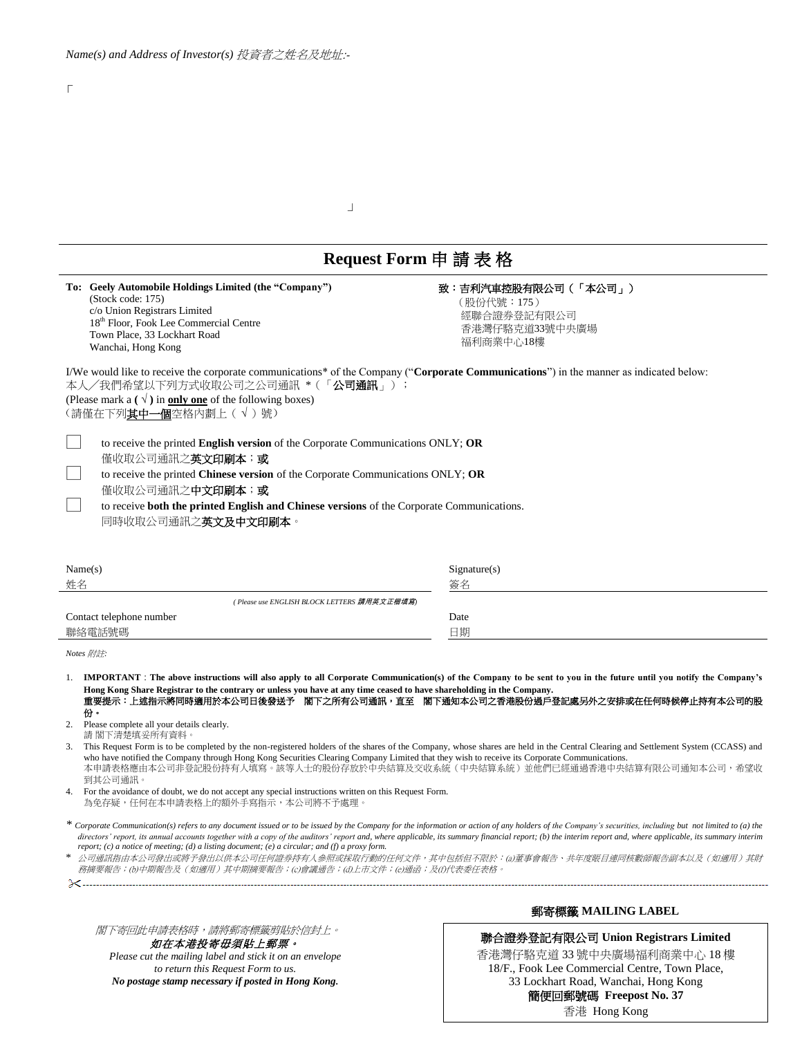*Name(s) and Address of Investor(s) 投資者之姓名及地址:-*

# Request Form 申 請 表 格

**To: Geely Automobile Holdings Limited (the "Company")**
(Stock code: 175)
c/o Union Registrars Limited
18th Floor, Fook Lee Commercial Centre
Town Place, 33 Lockhart Road
Wanchai, Hong Kong

**致：吉利汽車控股有限公司（「本公司」）**
（股份代號：175）
經聯合證券登記有限公司
香港灣仔駱克道33號中央廣場
福利商業中心18樓

I/We would like to receive the corporate communications* of the Company ("**Corporate Communications**") in the manner as indicated below:
本人／我們希望以下列方式收取公司之公司通訊 *（「**公司通訊**」）；
(Please mark a **(√)** in **only one** of the following boxes)
（請僅在下列**其中一個**空格內劃上（√）號）

☐ to receive the printed **English version** of the Corporate Communications ONLY; **OR**
僅收取公司通訊之**英文印刷本；或**

☐ to receive the printed **Chinese version** of the Corporate Communications ONLY; **OR**
僅收取公司通訊之**中文印刷本；或**

☐ to receive **both the printed English and Chinese versions** of the Corporate Communications.
同時收取公司通訊之**英文及中文印刷本**。

| | |
|---|---|
| Name(s) 姓名 | Signature(s) 簽名 |
| *(Please use ENGLISH BLOCK LETTERS 請用英文正楷填寫)* | |
| Contact telephone number 聯絡電話號碼 | Date 日期 |

*Notes 附註:*

1. **IMPORTANT: The above instructions will also apply to all Corporate Communication(s) of the Company to be sent to you in the future until you notify the Company's Hong Kong Share Registrar to the contrary or unless you have at any time ceased to have shareholding in the Company.**
**重要提示：上述指示將同時適用於本公司日後發送予 閣下之所有公司通訊，直至 閣下通知本公司之香港股份過戶登記處另外之安排或在任何時候停止持有本公司的股份。**
2. Please complete all your details clearly.
請 閣下清楚填妥所有資料。
3. This Request Form is to be completed by the non-registered holders of the shares of the Company, whose shares are held in the Central Clearing and Settlement System (CCASS) and who have notified the Company through Hong Kong Securities Clearing Company Limited that they wish to receive its Corporate Communications.
本申請表格應由本公司非登記股份持有人填寫。該等人士的股份存放於中央結算及交收系統（中央結算系統）並他們已經通過香港中央結算有限公司通知本公司，希望收到其公司通訊。
4. For the avoidance of doubt, we do not accept any special instructions written on this Request Form.
為免存疑，任何在本申請表格上的額外手寫指示，本公司將不予處理。

\* *Corporate Communication(s) refers to any document issued or to be issued by the Company for the information or action of any holders of the Company's securities, including but not limited to (a) the directors' report, its annual accounts together with a copy of the auditors' report and, where applicable, its summary financial report; (b) the interim report and, where applicable, its summary interim report; (c) a notice of meeting; (d) a listing document; (e) a circular; and (f) a proxy form.*

\* *公司通訊指由本公司發出或將予發出以供本公司任何證券持有人參照或採取行動的任何文件，其中包括但不限於：(a)董事會報告、其年度賬目連同核數師報告副本以及（如適用）其財務摘要報告；(b)中期報告及（如適用）其中期摘要報告；(c)會議通告；(d)上市文件；(e)通函；及(f)代表委任表格。*

---

*閣下寄回此申請表格時，請將郵寄標籤剪貼於信封上。*
***如在本港投寄毋須貼上郵票。***
*Please cut the mailing label and stick it on an envelope to return this Request Form to us.*
***No postage stamp necessary if posted in Hong Kong.***

**郵寄標籤 MAILING LABEL**

**聯合證券登記有限公司 Union Registrars Limited**
香港灣仔駱克道 33 號中央廣場福利商業中心 18 樓
18/F., Fook Lee Commercial Centre, Town Place,
33 Lockhart Road, Wanchai, Hong Kong
**簡便回郵號碼 Freepost No. 37**
香港 Hong Kong